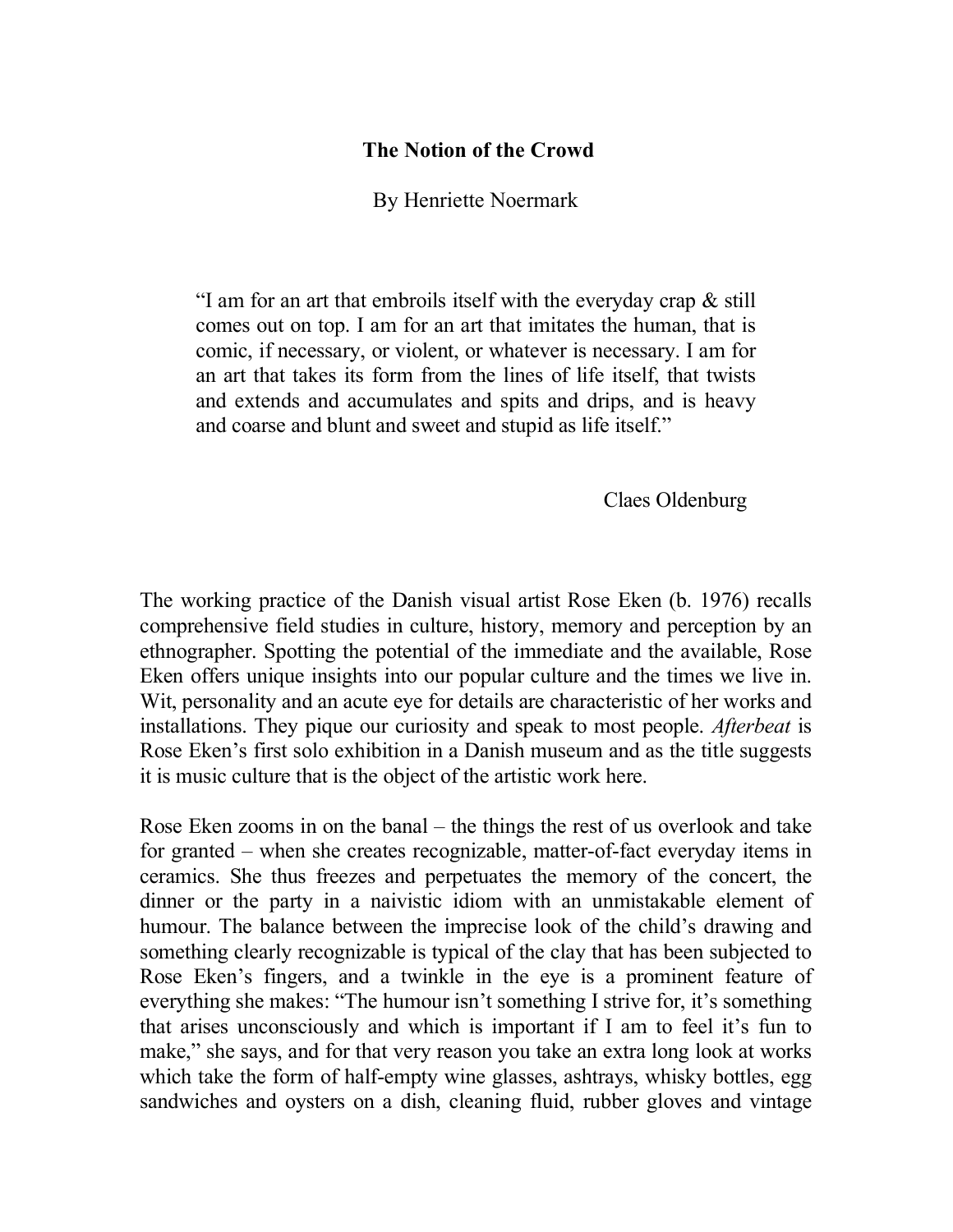# The Notion of the Crowd

By Henriette Noermark

> "I am for an art that embroils itself with the everyday crap & still comes out on top. I am for an art that imitates the human, that is comic, if necessary, or violent, or whatever is necessary. I am for an art that takes its form from the lines of life itself, that twists and extends and accumulates and spits and drips, and is heavy and coarse and blunt and sweet and stupid as life itself."
>
> Claes Oldenburg

The working practice of the Danish visual artist Rose Eken (b. 1976) recalls comprehensive field studies in culture, history, memory and perception by an ethnographer. Spotting the potential of the immediate and the available, Rose Eken offers unique insights into our popular culture and the times we live in. Wit, personality and an acute eye for details are characteristic of her works and installations. They pique our curiosity and speak to most people. *Afterbeat* is Rose Eken's first solo exhibition in a Danish museum and as the title suggests it is music culture that is the object of the artistic work here.

Rose Eken zooms in on the banal – the things the rest of us overlook and take for granted – when she creates recognizable, matter-of-fact everyday items in ceramics. She thus freezes and perpetuates the memory of the concert, the dinner or the party in a naivistic idiom with an unmistakable element of humour. The balance between the imprecise look of the child's drawing and something clearly recognizable is typical of the clay that has been subjected to Rose Eken's fingers, and a twinkle in the eye is a prominent feature of everything she makes: "The humour isn't something I strive for, it's something that arises unconsciously and which is important if I am to feel it's fun to make," she says, and for that very reason you take an extra long look at works which take the form of half-empty wine glasses, ashtrays, whisky bottles, egg sandwiches and oysters on a dish, cleaning fluid, rubber gloves and vintage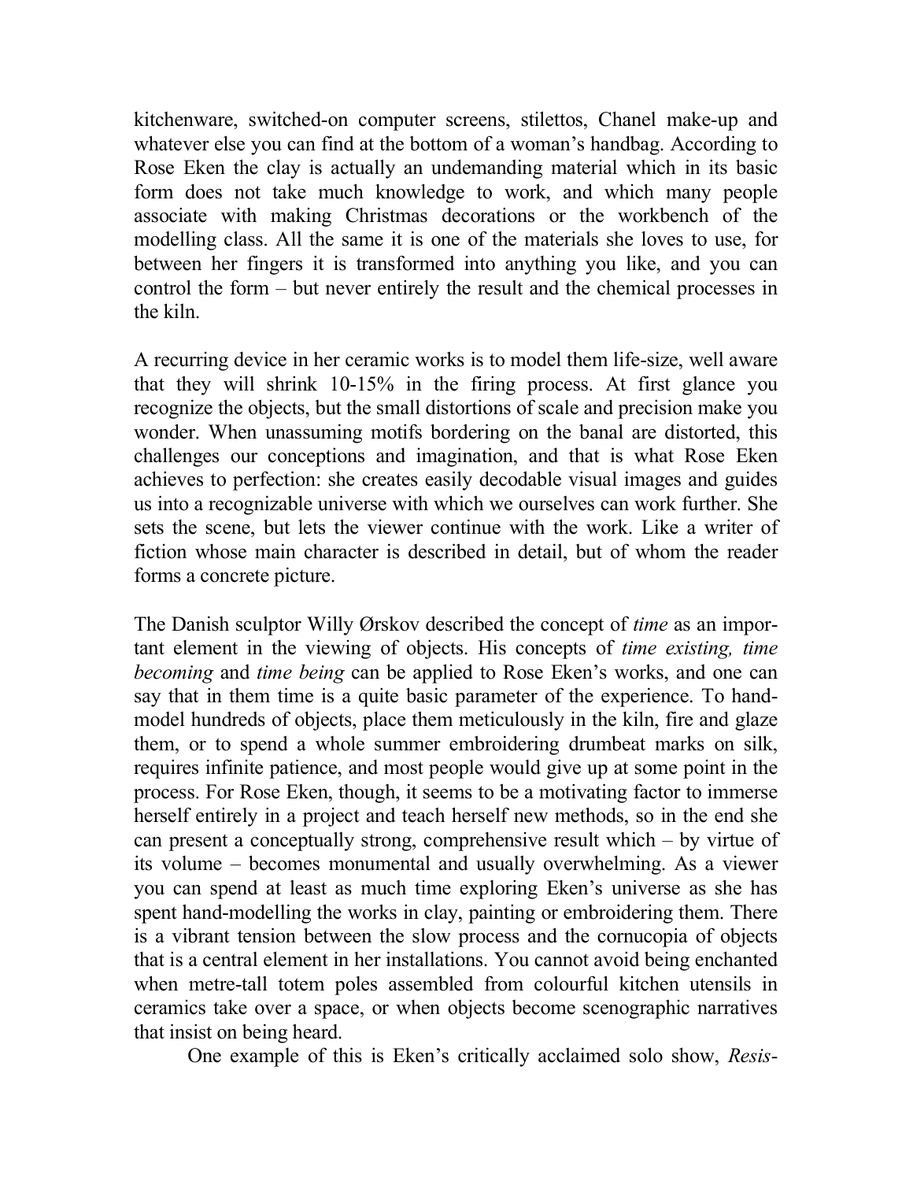kitchenware, switched-on computer screens, stilettos, Chanel make-up and whatever else you can find at the bottom of a woman's handbag. According to Rose Eken the clay is actually an undemanding material which in its basic form does not take much knowledge to work, and which many people associate with making Christmas decorations or the workbench of the modelling class. All the same it is one of the materials she loves to use, for between her fingers it is transformed into anything you like, and you can control the form – but never entirely the result and the chemical processes in the kiln.

A recurring device in her ceramic works is to model them life-size, well aware that they will shrink 10-15% in the firing process. At first glance you recognize the objects, but the small distortions of scale and precision make you wonder. When unassuming motifs bordering on the banal are distorted, this challenges our conceptions and imagination, and that is what Rose Eken achieves to perfection: she creates easily decodable visual images and guides us into a recognizable universe with which we ourselves can work further. She sets the scene, but lets the viewer continue with the work. Like a writer of fiction whose main character is described in detail, but of whom the reader forms a concrete picture.

The Danish sculptor Willy Ørskov described the concept of *time* as an important element in the viewing of objects. His concepts of *time existing, time becoming* and *time being* can be applied to Rose Eken's works, and one can say that in them time is a quite basic parameter of the experience. To hand-model hundreds of objects, place them meticulously in the kiln, fire and glaze them, or to spend a whole summer embroidering drumbeat marks on silk, requires infinite patience, and most people would give up at some point in the process. For Rose Eken, though, it seems to be a motivating factor to immerse herself entirely in a project and teach herself new methods, so in the end she can present a conceptually strong, comprehensive result which – by virtue of its volume – becomes monumental and usually overwhelming. As a viewer you can spend at least as much time exploring Eken's universe as she has spent hand-modelling the works in clay, painting or embroidering them. There is a vibrant tension between the slow process and the cornucopia of objects that is a central element in her installations. You cannot avoid being enchanted when metre-tall totem poles assembled from colourful kitchen utensils in ceramics take over a space, or when objects become scenographic narratives that insist on being heard.

One example of this is Eken's critically acclaimed solo show, *Resis-*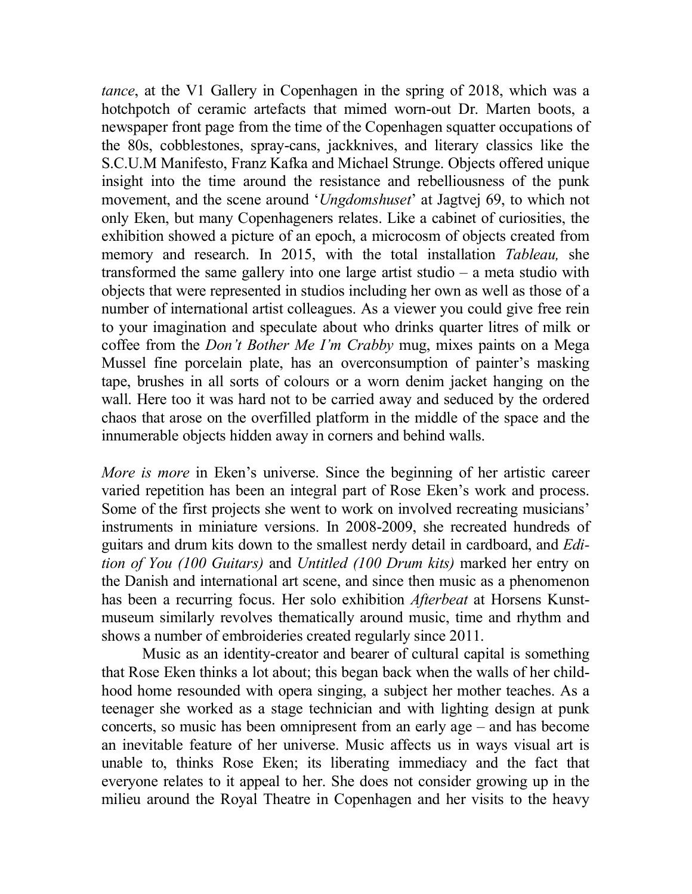*tance*, at the V1 Gallery in Copenhagen in the spring of 2018, which was a hotchpotch of ceramic artefacts that mimed worn-out Dr. Marten boots, a newspaper front page from the time of the Copenhagen squatter occupations of the 80s, cobblestones, spray-cans, jackknives, and literary classics like the S.C.U.M Manifesto, Franz Kafka and Michael Strunge. Objects offered unique insight into the time around the resistance and rebelliousness of the punk movement, and the scene around '*Ungdomshuset*' at Jagtvej 69, to which not only Eken, but many Copenhageners relates. Like a cabinet of curiosities, the exhibition showed a picture of an epoch, a microcosm of objects created from memory and research. In 2015, with the total installation *Tableau,* she transformed the same gallery into one large artist studio – a meta studio with objects that were represented in studios including her own as well as those of a number of international artist colleagues. As a viewer you could give free rein to your imagination and speculate about who drinks quarter litres of milk or coffee from the *Don't Bother Me I'm Crabby* mug, mixes paints on a Mega Mussel fine porcelain plate, has an overconsumption of painter's masking tape, brushes in all sorts of colours or a worn denim jacket hanging on the wall. Here too it was hard not to be carried away and seduced by the ordered chaos that arose on the overfilled platform in the middle of the space and the innumerable objects hidden away in corners and behind walls.

*More is more* in Eken's universe. Since the beginning of her artistic career varied repetition has been an integral part of Rose Eken's work and process. Some of the first projects she went to work on involved recreating musicians' instruments in miniature versions. In 2008-2009, she recreated hundreds of guitars and drum kits down to the smallest nerdy detail in cardboard, and *Edition of You (100 Guitars)* and *Untitled (100 Drum kits)* marked her entry on the Danish and international art scene, and since then music as a phenomenon has been a recurring focus. Her solo exhibition *Afterbeat* at Horsens Kunstmuseum similarly revolves thematically around music, time and rhythm and shows a number of embroideries created regularly since 2011.

Music as an identity-creator and bearer of cultural capital is something that Rose Eken thinks a lot about; this began back when the walls of her childhood home resounded with opera singing, a subject her mother teaches. As a teenager she worked as a stage technician and with lighting design at punk concerts, so music has been omnipresent from an early age – and has become an inevitable feature of her universe. Music affects us in ways visual art is unable to, thinks Rose Eken; its liberating immediacy and the fact that everyone relates to it appeal to her. She does not consider growing up in the milieu around the Royal Theatre in Copenhagen and her visits to the heavy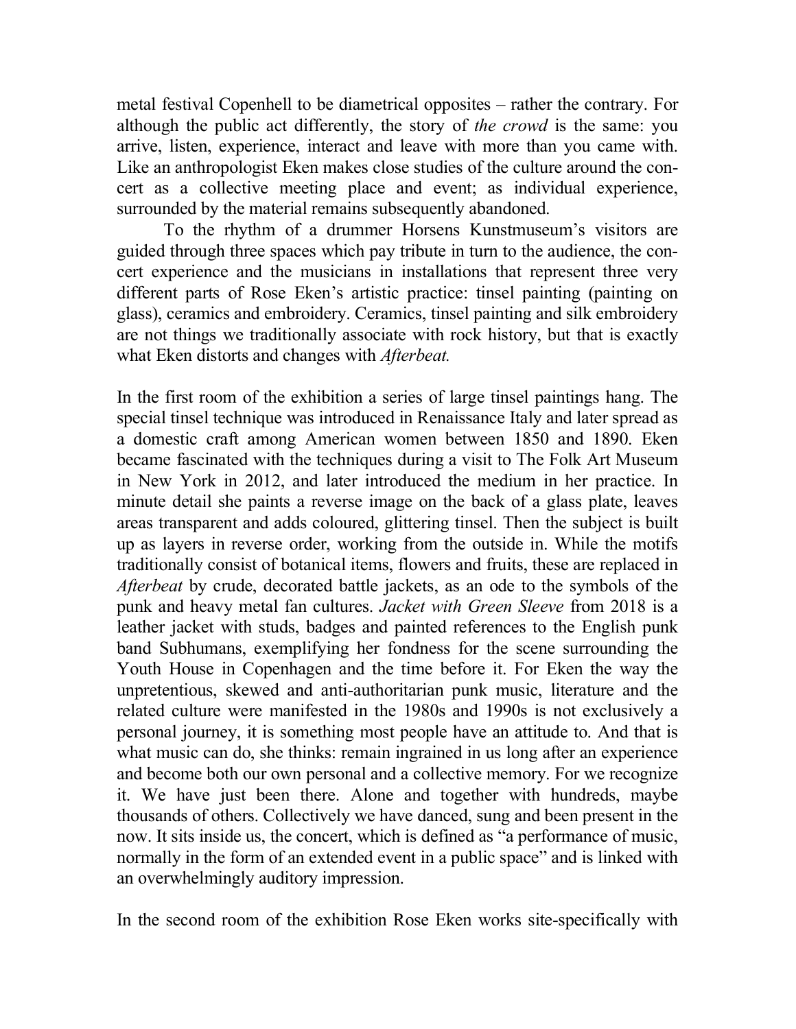metal festival Copenhell to be diametrical opposites – rather the contrary. For although the public act differently, the story of *the crowd* is the same: you arrive, listen, experience, interact and leave with more than you came with. Like an anthropologist Eken makes close studies of the culture around the concert as a collective meeting place and event; as individual experience, surrounded by the material remains subsequently abandoned.

To the rhythm of a drummer Horsens Kunstmuseum's visitors are guided through three spaces which pay tribute in turn to the audience, the concert experience and the musicians in installations that represent three very different parts of Rose Eken's artistic practice: tinsel painting (painting on glass), ceramics and embroidery. Ceramics, tinsel painting and silk embroidery are not things we traditionally associate with rock history, but that is exactly what Eken distorts and changes with *Afterbeat.*

In the first room of the exhibition a series of large tinsel paintings hang. The special tinsel technique was introduced in Renaissance Italy and later spread as a domestic craft among American women between 1850 and 1890. Eken became fascinated with the techniques during a visit to The Folk Art Museum in New York in 2012, and later introduced the medium in her practice. In minute detail she paints a reverse image on the back of a glass plate, leaves areas transparent and adds coloured, glittering tinsel. Then the subject is built up as layers in reverse order, working from the outside in. While the motifs traditionally consist of botanical items, flowers and fruits, these are replaced in *Afterbeat* by crude, decorated battle jackets, as an ode to the symbols of the punk and heavy metal fan cultures. *Jacket with Green Sleeve* from 2018 is a leather jacket with studs, badges and painted references to the English punk band Subhumans, exemplifying her fondness for the scene surrounding the Youth House in Copenhagen and the time before it. For Eken the way the unpretentious, skewed and anti-authoritarian punk music, literature and the related culture were manifested in the 1980s and 1990s is not exclusively a personal journey, it is something most people have an attitude to. And that is what music can do, she thinks: remain ingrained in us long after an experience and become both our own personal and a collective memory. For we recognize it. We have just been there. Alone and together with hundreds, maybe thousands of others. Collectively we have danced, sung and been present in the now. It sits inside us, the concert, which is defined as "a performance of music, normally in the form of an extended event in a public space" and is linked with an overwhelmingly auditory impression.

In the second room of the exhibition Rose Eken works site-specifically with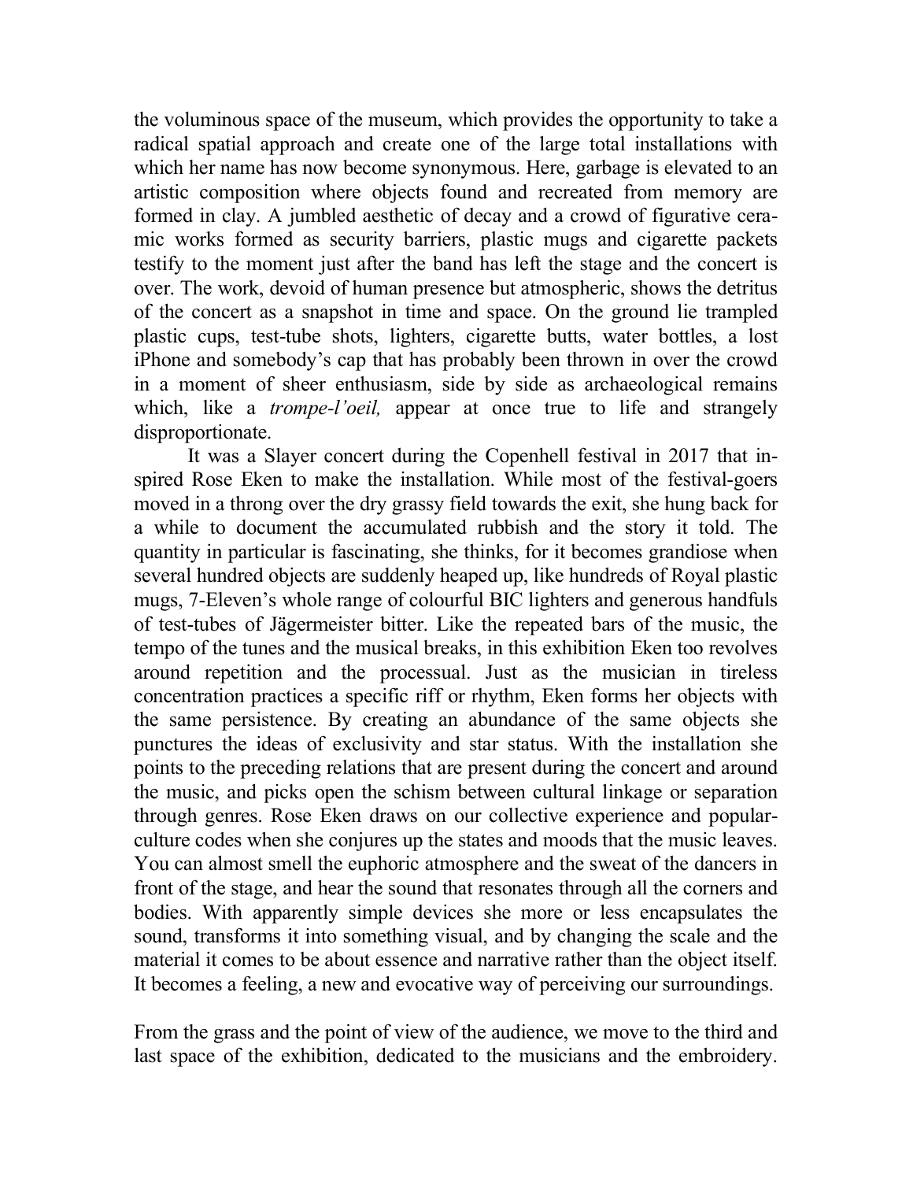the voluminous space of the museum, which provides the opportunity to take a radical spatial approach and create one of the large total installations with which her name has now become synonymous. Here, garbage is elevated to an artistic composition where objects found and recreated from memory are formed in clay. A jumbled aesthetic of decay and a crowd of figurative ceramic works formed as security barriers, plastic mugs and cigarette packets testify to the moment just after the band has left the stage and the concert is over. The work, devoid of human presence but atmospheric, shows the detritus of the concert as a snapshot in time and space. On the ground lie trampled plastic cups, test-tube shots, lighters, cigarette butts, water bottles, a lost iPhone and somebody's cap that has probably been thrown in over the crowd in a moment of sheer enthusiasm, side by side as archaeological remains which, like a *trompe-l'oeil,* appear at once true to life and strangely disproportionate.

It was a Slayer concert during the Copenhell festival in 2017 that inspired Rose Eken to make the installation. While most of the festival-goers moved in a throng over the dry grassy field towards the exit, she hung back for a while to document the accumulated rubbish and the story it told. The quantity in particular is fascinating, she thinks, for it becomes grandiose when several hundred objects are suddenly heaped up, like hundreds of Royal plastic mugs, 7-Eleven's whole range of colourful BIC lighters and generous handfuls of test-tubes of Jägermeister bitter. Like the repeated bars of the music, the tempo of the tunes and the musical breaks, in this exhibition Eken too revolves around repetition and the processual. Just as the musician in tireless concentration practices a specific riff or rhythm, Eken forms her objects with the same persistence. By creating an abundance of the same objects she punctures the ideas of exclusivity and star status. With the installation she points to the preceding relations that are present during the concert and around the music, and picks open the schism between cultural linkage or separation through genres. Rose Eken draws on our collective experience and popular-culture codes when she conjures up the states and moods that the music leaves. You can almost smell the euphoric atmosphere and the sweat of the dancers in front of the stage, and hear the sound that resonates through all the corners and bodies. With apparently simple devices she more or less encapsulates the sound, transforms it into something visual, and by changing the scale and the material it comes to be about essence and narrative rather than the object itself. It becomes a feeling, a new and evocative way of perceiving our surroundings.

From the grass and the point of view of the audience, we move to the third and last space of the exhibition, dedicated to the musicians and the embroidery.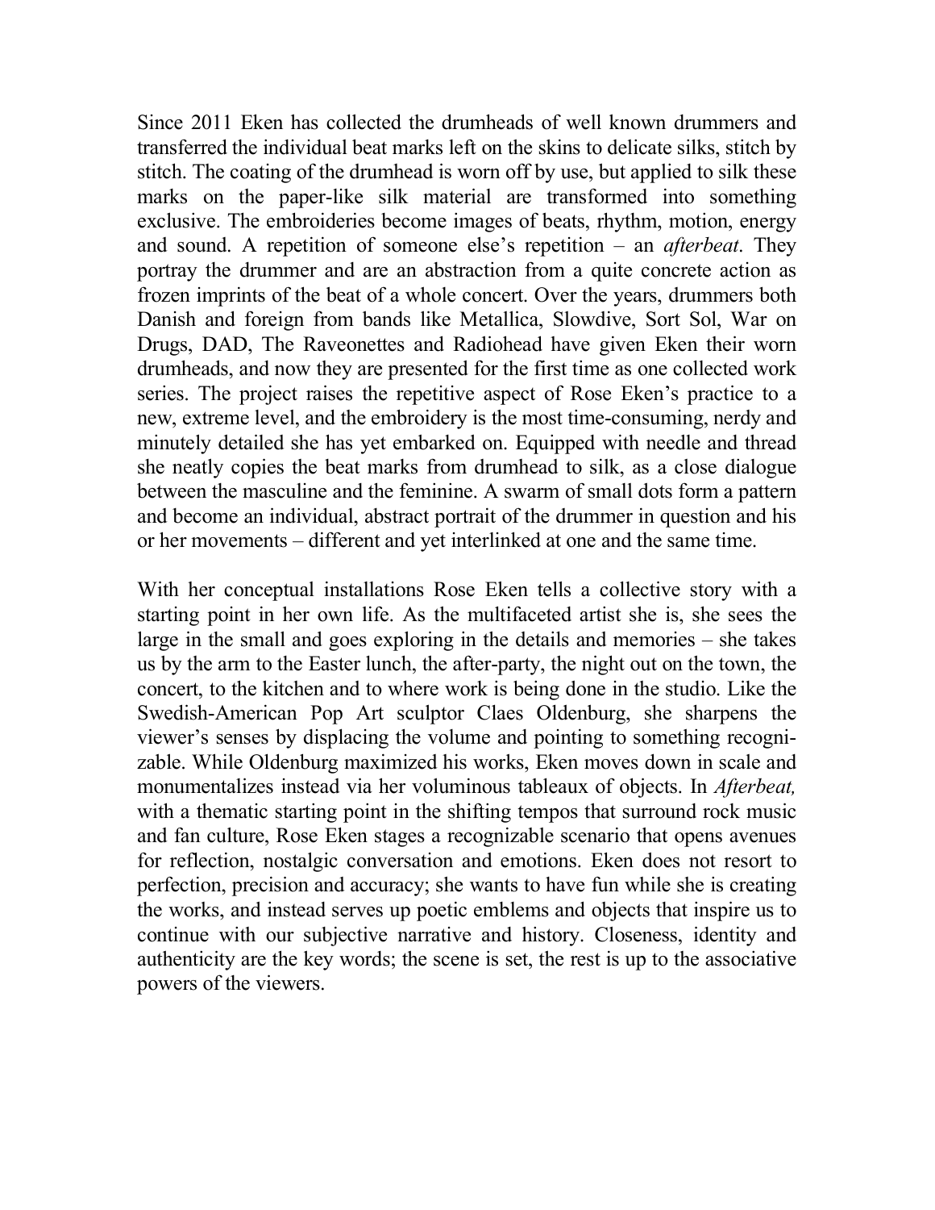Since 2011 Eken has collected the drumheads of well known drummers and transferred the individual beat marks left on the skins to delicate silks, stitch by stitch. The coating of the drumhead is worn off by use, but applied to silk these marks on the paper-like silk material are transformed into something exclusive. The embroideries become images of beats, rhythm, motion, energy and sound. A repetition of someone else's repetition – an *afterbeat*. They portray the drummer and are an abstraction from a quite concrete action as frozen imprints of the beat of a whole concert. Over the years, drummers both Danish and foreign from bands like Metallica, Slowdive, Sort Sol, War on Drugs, DAD, The Raveonettes and Radiohead have given Eken their worn drumheads, and now they are presented for the first time as one collected work series. The project raises the repetitive aspect of Rose Eken's practice to a new, extreme level, and the embroidery is the most time-consuming, nerdy and minutely detailed she has yet embarked on. Equipped with needle and thread she neatly copies the beat marks from drumhead to silk, as a close dialogue between the masculine and the feminine. A swarm of small dots form a pattern and become an individual, abstract portrait of the drummer in question and his or her movements – different and yet interlinked at one and the same time.

With her conceptual installations Rose Eken tells a collective story with a starting point in her own life. As the multifaceted artist she is, she sees the large in the small and goes exploring in the details and memories – she takes us by the arm to the Easter lunch, the after-party, the night out on the town, the concert, to the kitchen and to where work is being done in the studio. Like the Swedish-American Pop Art sculptor Claes Oldenburg, she sharpens the viewer's senses by displacing the volume and pointing to something recognizable. While Oldenburg maximized his works, Eken moves down in scale and monumentalizes instead via her voluminous tableaux of objects. In *Afterbeat,* with a thematic starting point in the shifting tempos that surround rock music and fan culture, Rose Eken stages a recognizable scenario that opens avenues for reflection, nostalgic conversation and emotions. Eken does not resort to perfection, precision and accuracy; she wants to have fun while she is creating the works, and instead serves up poetic emblems and objects that inspire us to continue with our subjective narrative and history. Closeness, identity and authenticity are the key words; the scene is set, the rest is up to the associative powers of the viewers.